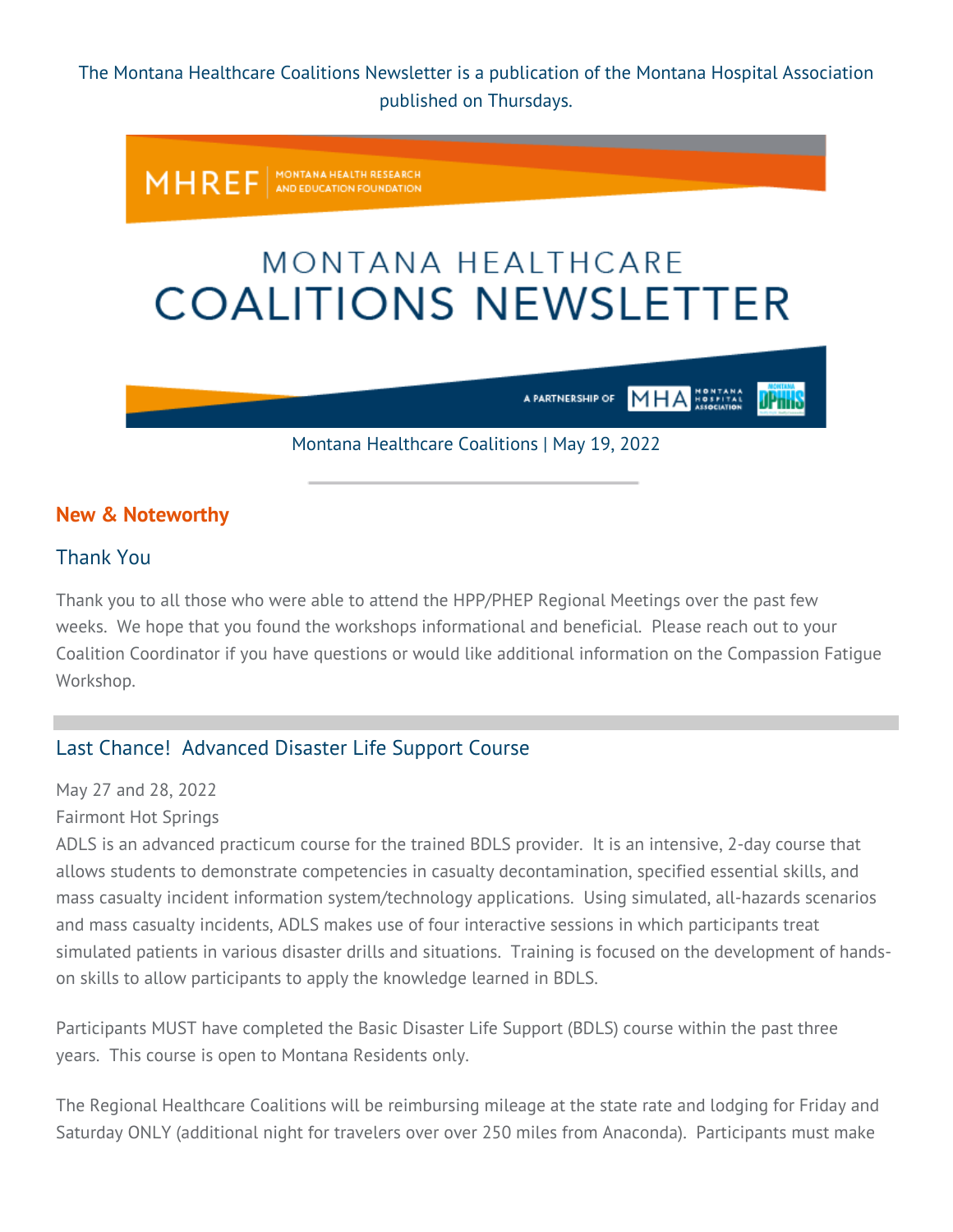The Montana Healthcare Coalitions Newsletter is a publication of the Montana Hospital Association published on Thursdays.

MHREF | MONTANA HEALTH RESEARCH AND EDUCATION FOUNDATION

# MONTANA HEALTHCARE COALITIONS NEWSLETTER

A PARTNERSHIP OF MHA MONTANA HOSPITAL ASSOCIATION | MONTANA DPHHS

Montana Healthcare Coalitions | May 19, 2022

## New & Noteworthy

### Thank You

Thank you to all those who were able to attend the HPP/PHEP Regional Meetings over the past few weeks. We hope that you found the workshops informational and beneficial. Please reach out to your Coalition Coordinator if you have questions or would like additional information on the Compassion Fatigue Workshop.

---

### Last Chance! Advanced Disaster Life Support Course

May 27 and 28, 2022
Fairmont Hot Springs
ADLS is an advanced practicum course for the trained BDLS provider. It is an intensive, 2-day course that allows students to demonstrate competencies in casualty decontamination, specified essential skills, and mass casualty incident information system/technology applications. Using simulated, all-hazards scenarios and mass casualty incidents, ADLS makes use of four interactive sessions in which participants treat simulated patients in various disaster drills and situations. Training is focused on the development of hands-on skills to allow participants to apply the knowledge learned in BDLS.

Participants MUST have completed the Basic Disaster Life Support (BDLS) course within the past three years. This course is open to Montana Residents only.

The Regional Healthcare Coalitions will be reimbursing mileage at the state rate and lodging for Friday and Saturday ONLY (additional night for travelers over over 250 miles from Anaconda). Participants must make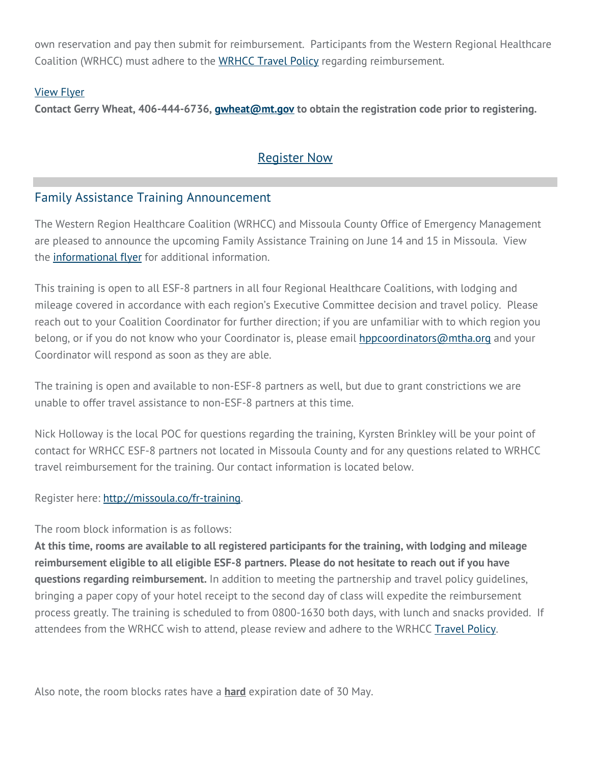own reservation and pay then submit for reimbursement. Participants from the Western Regional Healthcare Coalition (WRHCC) must adhere to the WRHCC Travel Policy regarding reimbursement.

View Flyer

**Contact Gerry Wheat, 406-444-6736, gwheat@mt.gov to obtain the registration code prior to registering.**

Register Now

## Family Assistance Training Announcement

The Western Region Healthcare Coalition (WRHCC) and Missoula County Office of Emergency Management are pleased to announce the upcoming Family Assistance Training on June 14 and 15 in Missoula. View the informational flyer for additional information.

This training is open to all ESF-8 partners in all four Regional Healthcare Coalitions, with lodging and mileage covered in accordance with each region's Executive Committee decision and travel policy. Please reach out to your Coalition Coordinator for further direction; if you are unfamiliar with to which region you belong, or if you do not know who your Coordinator is, please email hppcoordinators@mtha.org and your Coordinator will respond as soon as they are able.

The training is open and available to non-ESF-8 partners as well, but due to grant constrictions we are unable to offer travel assistance to non-ESF-8 partners at this time.

Nick Holloway is the local POC for questions regarding the training, Kyrsten Brinkley will be your point of contact for WRHCC ESF-8 partners not located in Missoula County and for any questions related to WRHCC travel reimbursement for the training. Our contact information is located below.

Register here: http://missoula.co/fr-training.

The room block information is as follows:
**At this time, rooms are available to all registered participants for the training, with lodging and mileage reimbursement eligible to all eligible ESF-8 partners. Please do not hesitate to reach out if you have questions regarding reimbursement.** In addition to meeting the partnership and travel policy guidelines, bringing a paper copy of your hotel receipt to the second day of class will expedite the reimbursement process greatly. The training is scheduled to from 0800-1630 both days, with lunch and snacks provided. If attendees from the WRHCC wish to attend, please review and adhere to the WRHCC Travel Policy.

Also note, the room blocks rates have a **hard** expiration date of 30 May.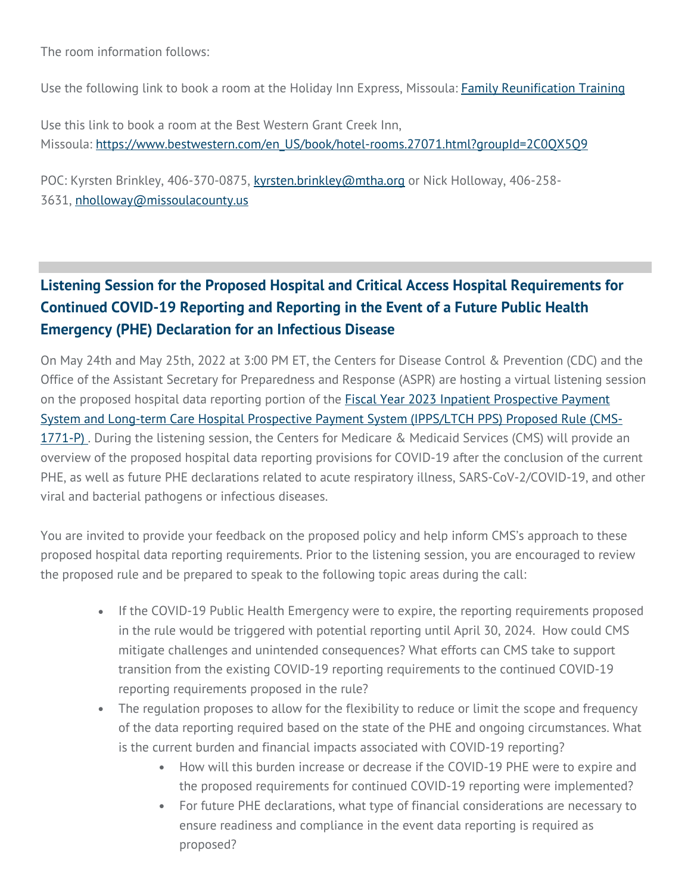The room information follows:

Use the following link to book a room at the Holiday Inn Express, Missoula: [Family Reunification Training]()

Use this link to book a room at the Best Western Grant Creek Inn, Missoula: [https://www.bestwestern.com/en_US/book/hotel-rooms.27071.html?groupId=2C0QX5Q9](https://www.bestwestern.com/en_US/book/hotel-rooms.27071.html?groupId=2C0QX5Q9)

POC: Kyrsten Brinkley, 406-370-0875, [kyrsten.brinkley@mtha.org](mailto:kyrsten.brinkley@mtha.org) or Nick Holloway, 406-258-3631, [nholloway@missoulacounty.us](mailto:nholloway@missoulacounty.us)

---

## Listening Session for the Proposed Hospital and Critical Access Hospital Requirements for Continued COVID-19 Reporting and Reporting in the Event of a Future Public Health Emergency (PHE) Declaration for an Infectious Disease

On May 24th and May 25th, 2022 at 3:00 PM ET, the Centers for Disease Control & Prevention (CDC) and the Office of the Assistant Secretary for Preparedness and Response (ASPR) are hosting a virtual listening session on the proposed hospital data reporting portion of the [Fiscal Year 2023 Inpatient Prospective Payment System and Long-term Care Hospital Prospective Payment System (IPPS/LTCH PPS) Proposed Rule (CMS-1771-P)](). During the listening session, the Centers for Medicare & Medicaid Services (CMS) will provide an overview of the proposed hospital data reporting provisions for COVID-19 after the conclusion of the current PHE, as well as future PHE declarations related to acute respiratory illness, SARS-CoV-2/COVID-19, and other viral and bacterial pathogens or infectious diseases.

You are invited to provide your feedback on the proposed policy and help inform CMS's approach to these proposed hospital data reporting requirements. Prior to the listening session, you are encouraged to review the proposed rule and be prepared to speak to the following topic areas during the call:

- If the COVID-19 Public Health Emergency were to expire, the reporting requirements proposed in the rule would be triggered with potential reporting until April 30, 2024. How could CMS mitigate challenges and unintended consequences? What efforts can CMS take to support transition from the existing COVID-19 reporting requirements to the continued COVID-19 reporting requirements proposed in the rule?
- The regulation proposes to allow for the flexibility to reduce or limit the scope and frequency of the data reporting required based on the state of the PHE and ongoing circumstances. What is the current burden and financial impacts associated with COVID-19 reporting?
  - How will this burden increase or decrease if the COVID-19 PHE were to expire and the proposed requirements for continued COVID-19 reporting were implemented?
  - For future PHE declarations, what type of financial considerations are necessary to ensure readiness and compliance in the event data reporting is required as proposed?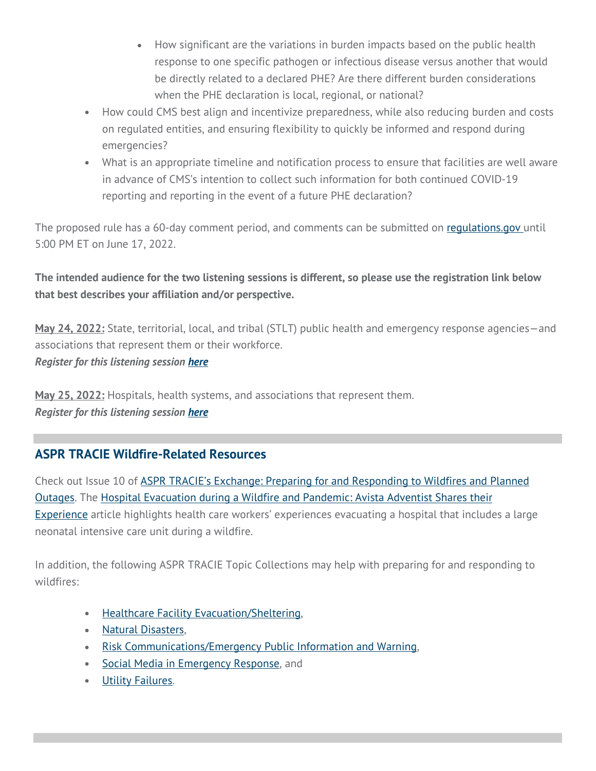- How significant are the variations in burden impacts based on the public health response to one specific pathogen or infectious disease versus another that would be directly related to a declared PHE? Are there different burden considerations when the PHE declaration is local, regional, or national?
- How could CMS best align and incentivize preparedness, while also reducing burden and costs on regulated entities, and ensuring flexibility to quickly be informed and respond during emergencies?
- What is an appropriate timeline and notification process to ensure that facilities are well aware in advance of CMS's intention to collect such information for both continued COVID-19 reporting and reporting in the event of a future PHE declaration?

The proposed rule has a 60-day comment period, and comments can be submitted on [regulations.gov](regulations.gov) until 5:00 PM ET on June 17, 2022.

**The intended audience for the two listening sessions is different, so please use the registration link below that best describes your affiliation and/or perspective.**

**May 24, 2022:** State, territorial, local, and tribal (STLT) public health and emergency response agencies—and associations that represent them or their workforce.
***Register for this listening session here***

**May 25, 2022:** Hospitals, health systems, and associations that represent them.
***Register for this listening session here***

## ASPR TRACIE Wildfire-Related Resources

Check out Issue 10 of ASPR TRACIE's Exchange: Preparing for and Responding to Wildfires and Planned Outages. The Hospital Evacuation during a Wildfire and Pandemic: Avista Adventist Shares their Experience article highlights health care workers' experiences evacuating a hospital that includes a large neonatal intensive care unit during a wildfire.

In addition, the following ASPR TRACIE Topic Collections may help with preparing for and responding to wildfires:

- Healthcare Facility Evacuation/Sheltering,
- Natural Disasters,
- Risk Communications/Emergency Public Information and Warning,
- Social Media in Emergency Response, and
- Utility Failures.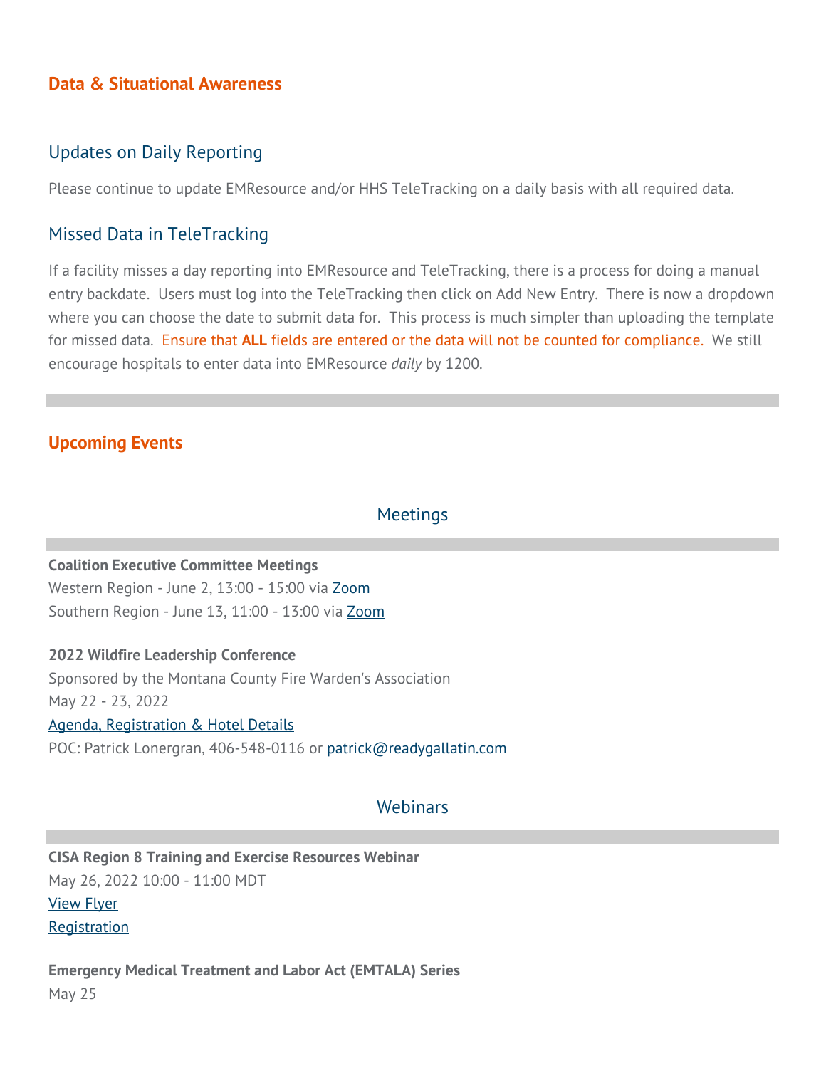## Data & Situational Awareness

### Updates on Daily Reporting

Please continue to update EMResource and/or HHS TeleTracking on a daily basis with all required data.

### Missed Data in TeleTracking

If a facility misses a day reporting into EMResource and TeleTracking, there is a process for doing a manual entry backdate. Users must log into the TeleTracking then click on Add New Entry. There is now a dropdown where you can choose the date to submit data for. This process is much simpler than uploading the template for missed data. Ensure that **ALL** fields are entered or the data will not be counted for compliance. We still encourage hospitals to enter data into EMResource *daily* by 1200.

---

## Upcoming Events

### Meetings

---

**Coalition Executive Committee Meetings**
Western Region - June 2, 13:00 - 15:00 via [Zoom]()
Southern Region - June 13, 11:00 - 13:00 via [Zoom]()

**2022 Wildfire Leadership Conference**
Sponsored by the Montana County Fire Warden's Association
May 22 - 23, 2022
[Agenda, Registration & Hotel Details]()
POC: Patrick Lonergran, 406-548-0116 or [patrick@readygallatin.com](mailto:patrick@readygallatin.com)

### Webinars

---

**CISA Region 8 Training and Exercise Resources Webinar**
May 26, 2022 10:00 - 11:00 MDT
[View Flyer]()
[Registration]()

**Emergency Medical Treatment and Labor Act (EMTALA) Series**
May 25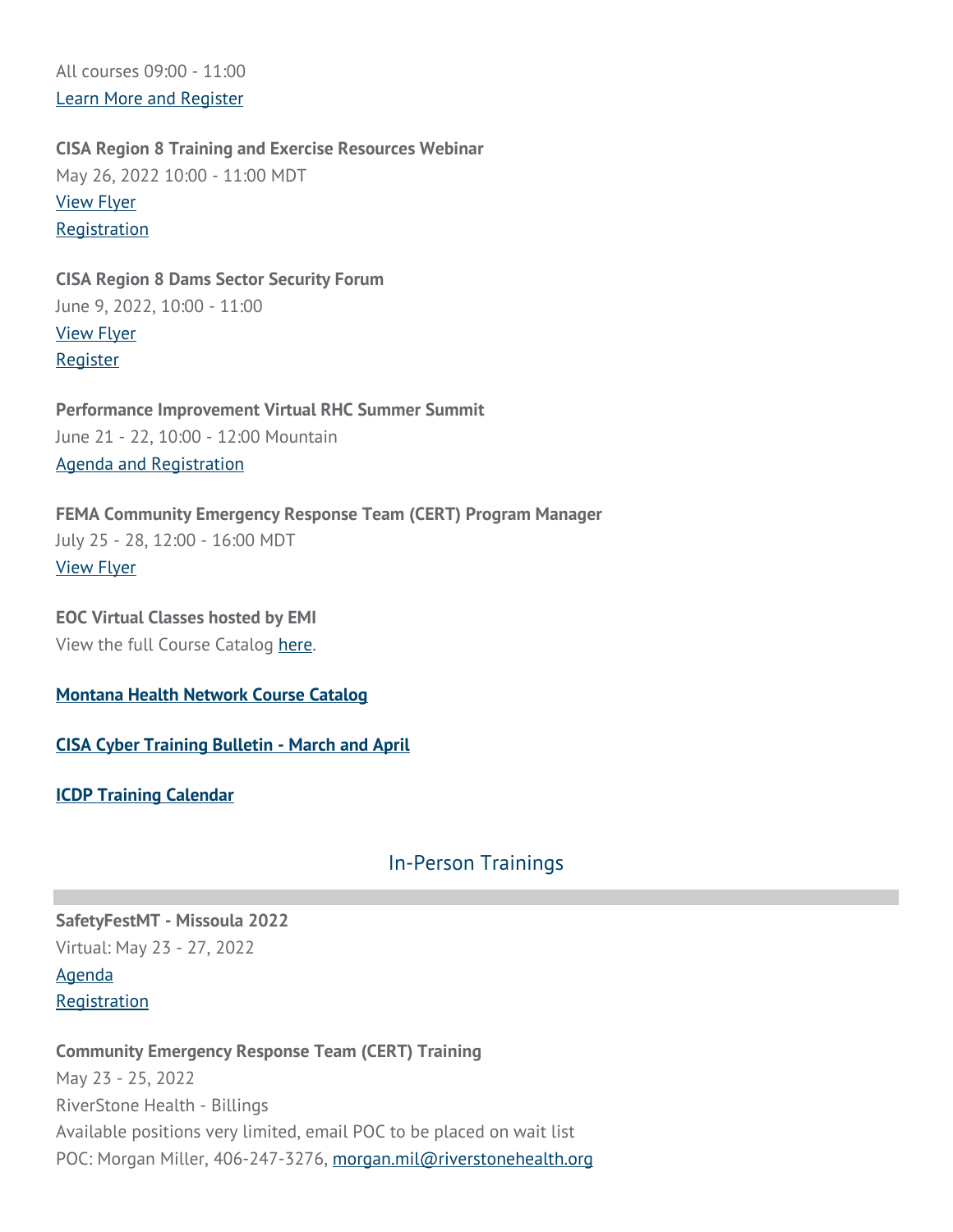All courses 09:00 - 11:00
Learn More and Register

**CISA Region 8 Training and Exercise Resources Webinar**
May 26, 2022 10:00 - 11:00 MDT
View Flyer
Registration

**CISA Region 8 Dams Sector Security Forum**
June 9, 2022, 10:00 - 11:00
View Flyer
Register

**Performance Improvement Virtual RHC Summer Summit**
June 21 - 22, 10:00 - 12:00 Mountain
Agenda and Registration

**FEMA Community Emergency Response Team (CERT) Program Manager**
July 25 - 28, 12:00 - 16:00 MDT
View Flyer

**EOC Virtual Classes hosted by EMI**
View the full Course Catalog here.

**Montana Health Network Course Catalog**

**CISA Cyber Training Bulletin - March and April**

**ICDP Training Calendar**

## In-Person Trainings

**SafetyFestMT - Missoula 2022**
Virtual: May 23 - 27, 2022
Agenda
Registration

**Community Emergency Response Team (CERT) Training**
May 23 - 25, 2022
RiverStone Health - Billings
Available positions very limited, email POC to be placed on wait list
POC: Morgan Miller, 406-247-3276, morgan.mil@riverstonehealth.org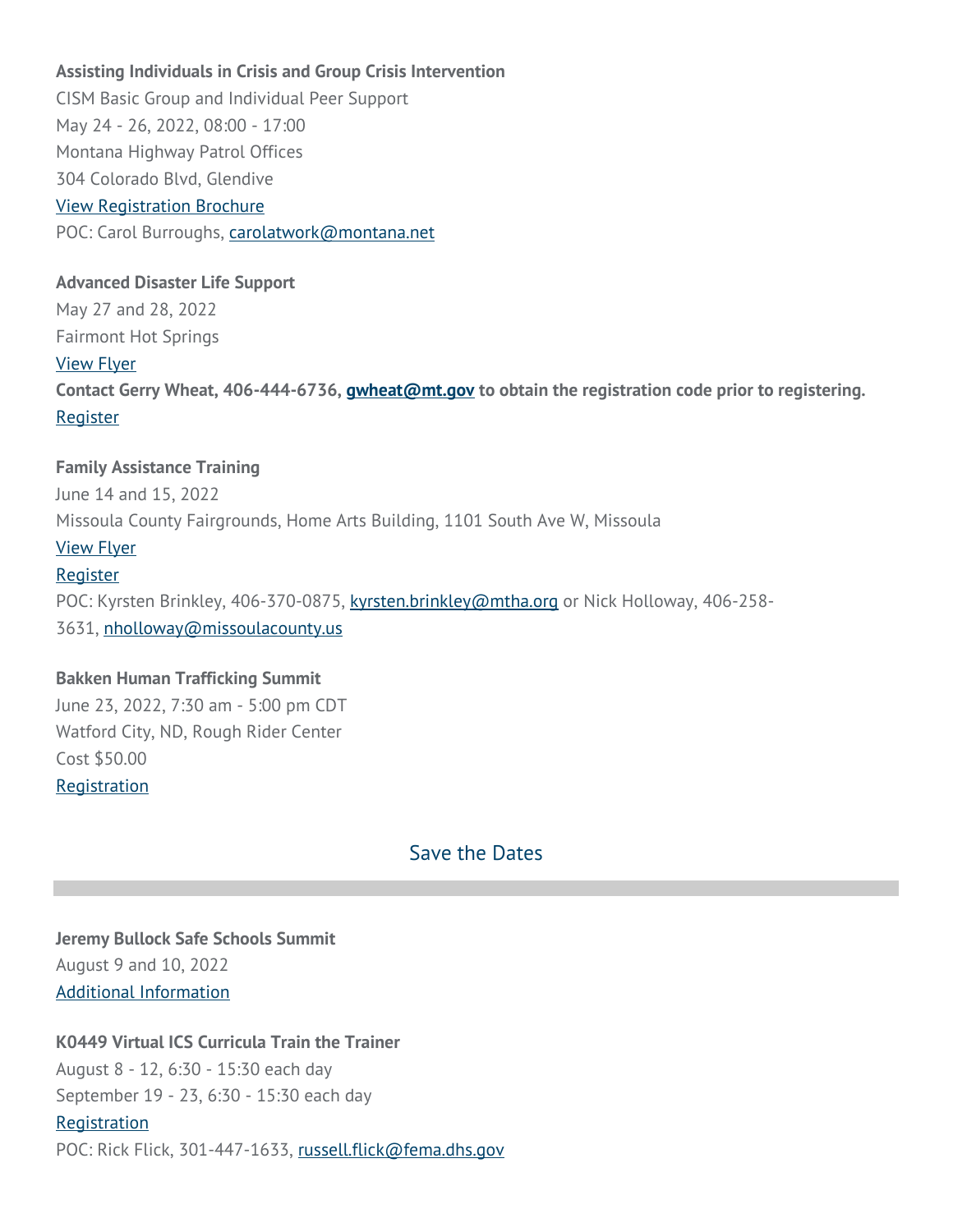**Assisting Individuals in Crisis and Group Crisis Intervention**
CISM Basic Group and Individual Peer Support
May 24 - 26, 2022, 08:00 - 17:00
Montana Highway Patrol Offices
304 Colorado Blvd, Glendive
View Registration Brochure
POC: Carol Burroughs, carolatwork@montana.net

**Advanced Disaster Life Support**
May 27 and 28, 2022
Fairmont Hot Springs
View Flyer
**Contact Gerry Wheat, 406-444-6736, gwheat@mt.gov to obtain the registration code prior to registering.**
Register

**Family Assistance Training**
June 14 and 15, 2022
Missoula County Fairgrounds, Home Arts Building, 1101 South Ave W, Missoula
View Flyer
Register
POC: Kyrsten Brinkley, 406-370-0875, kyrsten.brinkley@mtha.org or Nick Holloway, 406-258-3631, nholloway@missoulacounty.us

**Bakken Human Trafficking Summit**
June 23, 2022, 7:30 am - 5:00 pm CDT
Watford City, ND, Rough Rider Center
Cost $50.00
Registration

## Save the Dates

**Jeremy Bullock Safe Schools Summit**
August 9 and 10, 2022
Additional Information

**K0449 Virtual ICS Curricula Train the Trainer**
August 8 - 12, 6:30 - 15:30 each day
September 19 - 23, 6:30 - 15:30 each day
Registration
POC: Rick Flick, 301-447-1633, russell.flick@fema.dhs.gov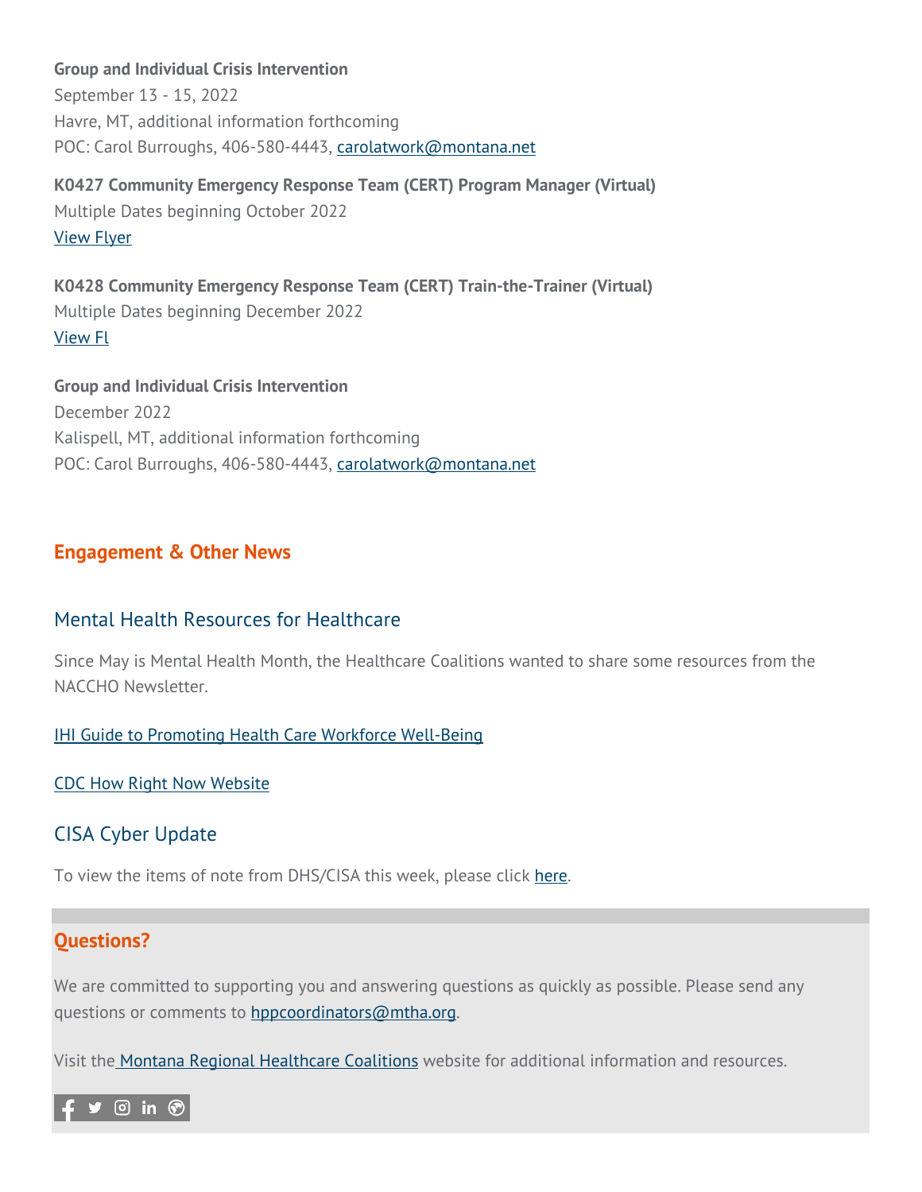**Group and Individual Crisis Intervention**
September 13 - 15, 2022
Havre, MT, additional information forthcoming
POC: Carol Burroughs, 406-580-4443, carolatwork@montana.net

**K0427 Community Emergency Response Team (CERT) Program Manager (Virtual)**
Multiple Dates beginning October 2022
View Flyer

**K0428 Community Emergency Response Team (CERT) Train-the-Trainer (Virtual)**
Multiple Dates beginning December 2022
View Fl

**Group and Individual Crisis Intervention**
December 2022
Kalispell, MT, additional information forthcoming
POC: Carol Burroughs, 406-580-4443, carolatwork@montana.net

## Engagement & Other News

### Mental Health Resources for Healthcare

Since May is Mental Health Month, the Healthcare Coalitions wanted to share some resources from the NACCHO Newsletter.

IHI Guide to Promoting Health Care Workforce Well-Being

CDC How Right Now Website

### CISA Cyber Update

To view the items of note from DHS/CISA this week, please click here.

## Questions?

We are committed to supporting you and answering questions as quickly as possible. Please send any questions or comments to hppcoordinators@mtha.org.

Visit the Montana Regional Healthcare Coalitions website for additional information and resources.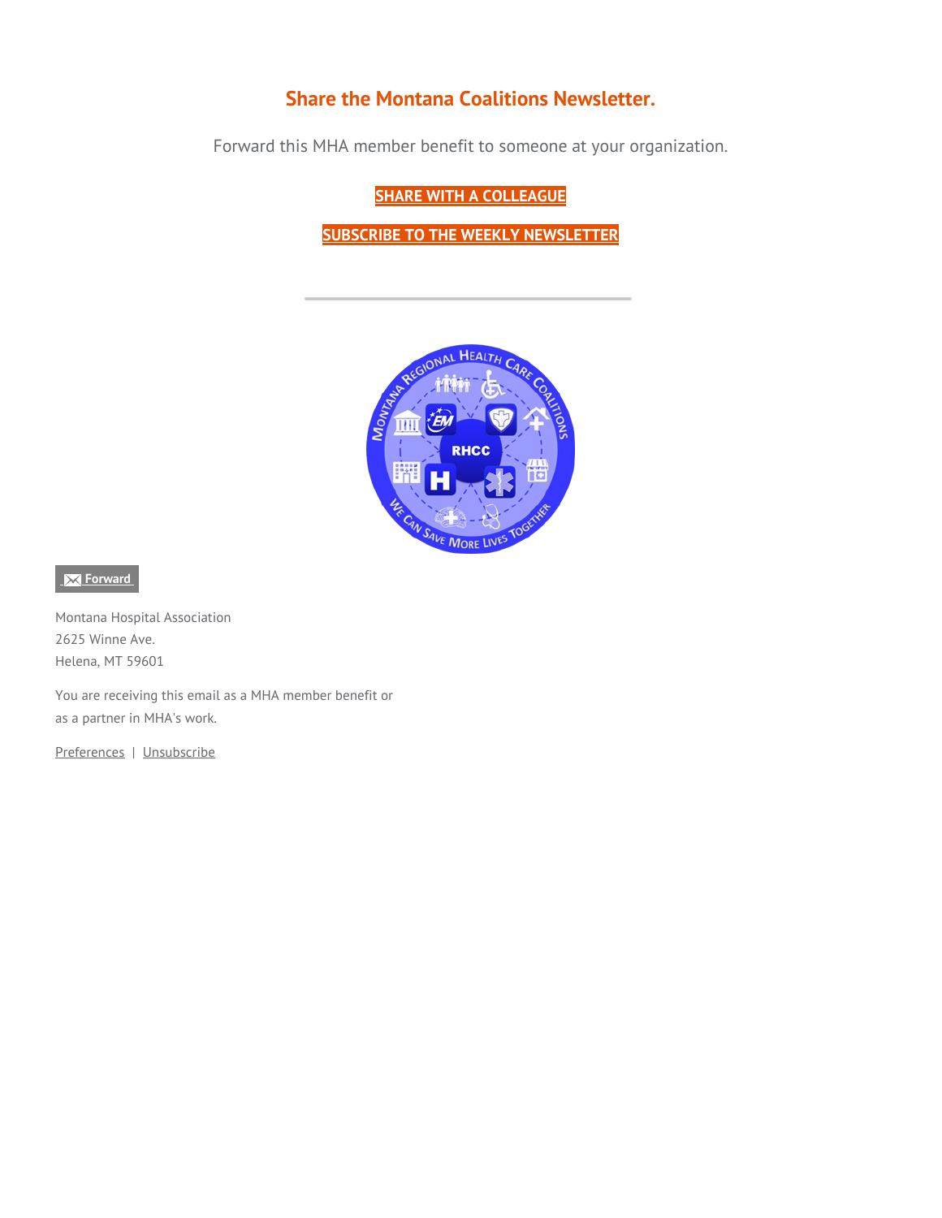## Share the Montana Coalitions Newsletter.

Forward this MHA member benefit to someone at your organization.

**SHARE WITH A COLLEAGUE**

**SUBSCRIBE TO THE WEEKLY NEWSLETTER**

---

Forward

Montana Hospital Association
2625 Winne Ave.
Helena, MT 59601

You are receiving this email as a MHA member benefit or as a partner in MHA's work.

Preferences | Unsubscribe